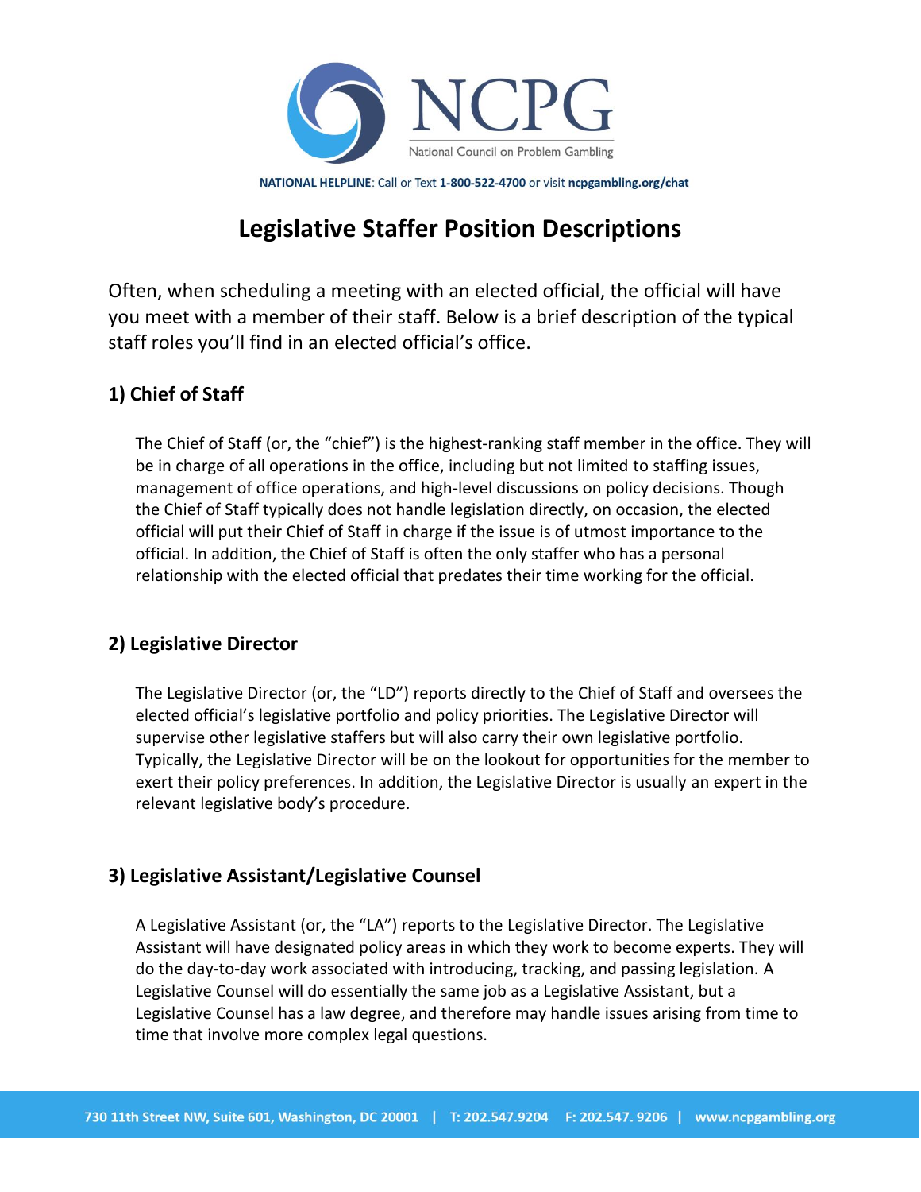NCPG

National Council on Problem Gambling

**NATIONAL HELPLINE**: Call or Text **1-800-522-4700** or visit **ncpgambling.org/chat**

# Legislative Staffer Position Descriptions

Often, when scheduling a meeting with an elected official, the official will have you meet with a member of their staff. Below is a brief description of the typical staff roles you'll find in an elected official's office.

## 1) Chief of Staff

The Chief of Staff (or, the "chief") is the highest-ranking staff member in the office. They will be in charge of all operations in the office, including but not limited to staffing issues, management of office operations, and high-level discussions on policy decisions. Though the Chief of Staff typically does not handle legislation directly, on occasion, the elected official will put their Chief of Staff in charge if the issue is of utmost importance to the official. In addition, the Chief of Staff is often the only staffer who has a personal relationship with the elected official that predates their time working for the official.

## 2) Legislative Director

The Legislative Director (or, the "LD") reports directly to the Chief of Staff and oversees the elected official's legislative portfolio and policy priorities. The Legislative Director will supervise other legislative staffers but will also carry their own legislative portfolio. Typically, the Legislative Director will be on the lookout for opportunities for the member to exert their policy preferences. In addition, the Legislative Director is usually an expert in the relevant legislative body's procedure.

## 3) Legislative Assistant/Legislative Counsel

A Legislative Assistant (or, the "LA") reports to the Legislative Director. The Legislative Assistant will have designated policy areas in which they work to become experts. They will do the day-to-day work associated with introducing, tracking, and passing legislation. A Legislative Counsel will do essentially the same job as a Legislative Assistant, but a Legislative Counsel has a law degree, and therefore may handle issues arising from time to time that involve more complex legal questions.

730 11th Street NW, Suite 601, Washington, DC 20001 | T: 202.547.9204 F: 202.547. 9206 | www.ncpgambling.org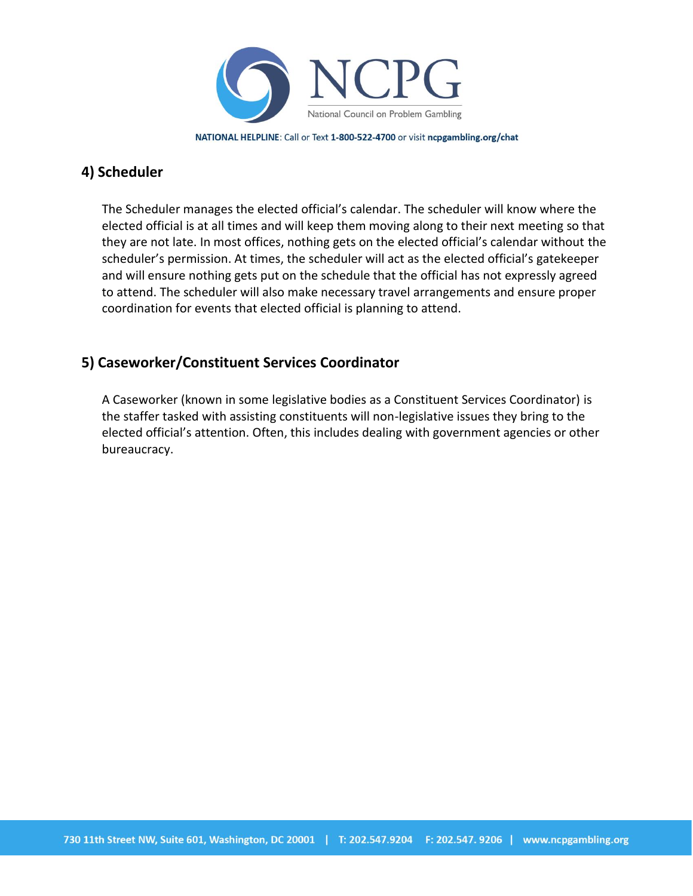## 4) Scheduler

The Scheduler manages the elected official's calendar. The scheduler will know where the elected official is at all times and will keep them moving along to their next meeting so that they are not late. In most offices, nothing gets on the elected official's calendar without the scheduler's permission. At times, the scheduler will act as the elected official's gatekeeper and will ensure nothing gets put on the schedule that the official has not expressly agreed to attend. The scheduler will also make necessary travel arrangements and ensure proper coordination for events that elected official is planning to attend.

## 5) Caseworker/Constituent Services Coordinator

A Caseworker (known in some legislative bodies as a Constituent Services Coordinator) is the staffer tasked with assisting constituents will non-legislative issues they bring to the elected official's attention. Often, this includes dealing with government agencies or other bureaucracy.